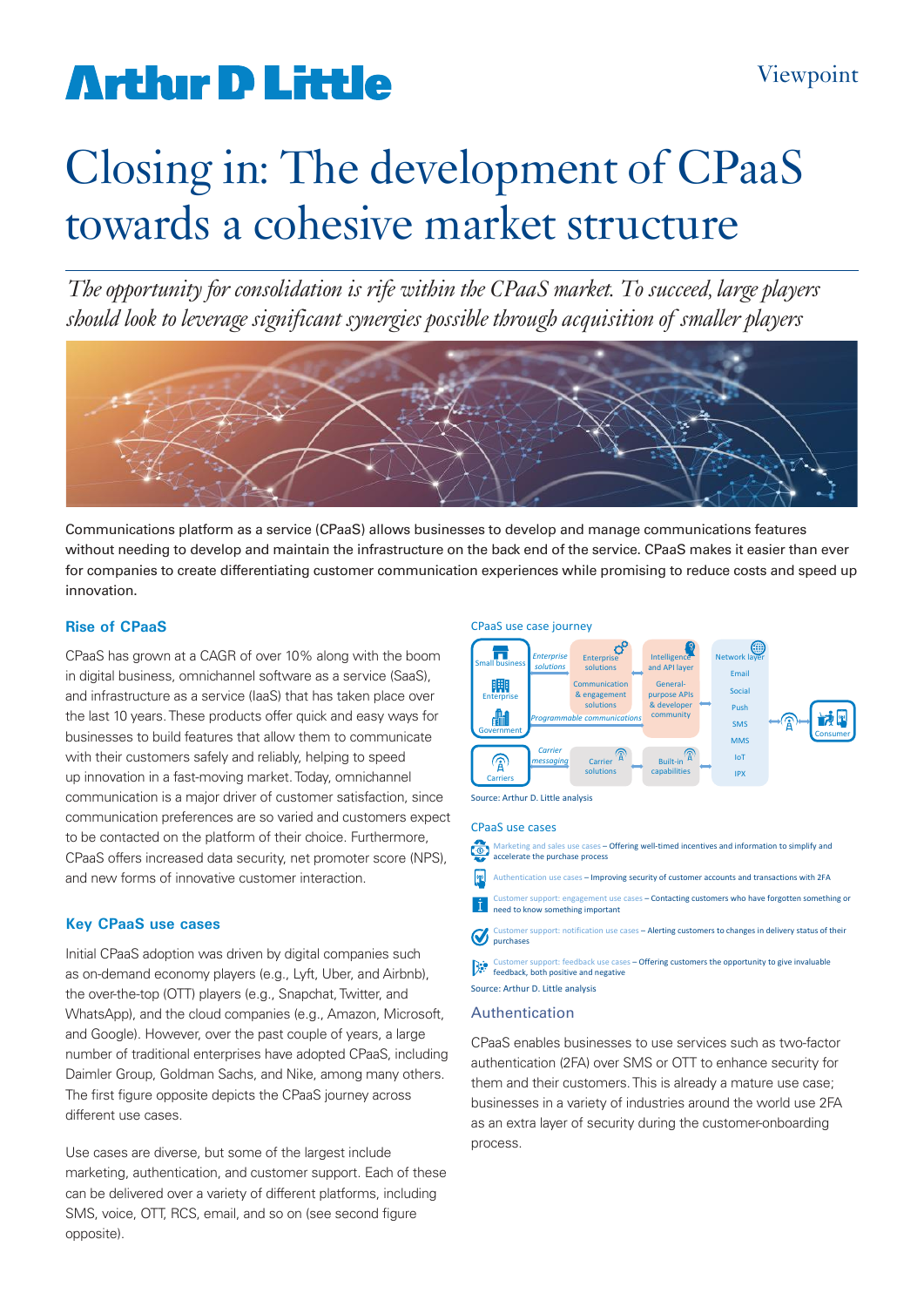# Arthur D Little

Viewpoint

# Closing in: The development of CPaaS towards a cohesive market structure

*The opportunity for consolidation is rife within the CPaaS market. To succeed, large players should look to leverage significant synergies possible through acquisition of smaller players*

Communications platform as a service (CPaaS) allows businesses to develop and manage communications features without needing to develop and maintain the infrastructure on the back end of the service. CPaaS makes it easier than ever for companies to create differentiating customer communication experiences while promising to reduce costs and speed up innovation.

## Rise of CPaaS

CPaaS has grown at a CAGR of over 10% along with the boom in digital business, omnichannel software as a service (SaaS), and infrastructure as a service (IaaS) that has taken place over the last 10 years. These products offer quick and easy ways for businesses to build features that allow them to communicate with their customers safely and reliably, helping to speed up innovation in a fast-moving market. Today, omnichannel communication is a major driver of customer satisfaction, since communication preferences are so varied and customers expect to be contacted on the platform of their choice. Furthermore, CPaaS offers increased data security, net promoter score (NPS), and new forms of innovative customer interaction.

## Key CPaaS use cases

Initial CPaaS adoption was driven by digital companies such as on-demand economy players (e.g., Lyft, Uber, and Airbnb), the over-the-top (OTT) players (e.g., Snapchat, Twitter, and WhatsApp), and the cloud companies (e.g., Amazon, Microsoft, and Google). However, over the past couple of years, a large number of traditional enterprises have adopted CPaaS, including Daimler Group, Goldman Sachs, and Nike, among many others. The first figure opposite depicts the CPaaS journey across different use cases.

Use cases are diverse, but some of the largest include marketing, authentication, and customer support. Each of these can be delivered over a variety of different platforms, including SMS, voice, OTT, RCS, email, and so on (see second figure opposite).

CPaaS use case journey

Small business; Enterprise; Government — *Enterprise solutions* — Enterprise solutions; Communication & engagement solutions — *Programmable communications* — Intelligence and API layer; General-purpose APIs & developer community — Network layer: Email, Social, Push, SMS, MMS, IoT, IPX — Consumer

Carriers — *Carrier messaging* — Carrier solutions — Built-in capabilities

Source: Arthur D. Little analysis

CPaaS use cases

- Marketing and sales use cases – Offering well-timed incentives and information to simplify and accelerate the purchase process
- Authentication use cases – Improving security of customer accounts and transactions with 2FA
- Customer support: engagement use cases – Contacting customers who have forgotten something or need to know something important
- Customer support: notification use cases – Alerting customers to changes in delivery status of their purchases
- Customer support: feedback use cases – Offering customers the opportunity to give invaluable feedback, both positive and negative

Source: Arthur D. Little analysis

### Authentication

CPaaS enables businesses to use services such as two-factor authentication (2FA) over SMS or OTT to enhance security for them and their customers. This is already a mature use case; businesses in a variety of industries around the world use 2FA as an extra layer of security during the customer-onboarding process.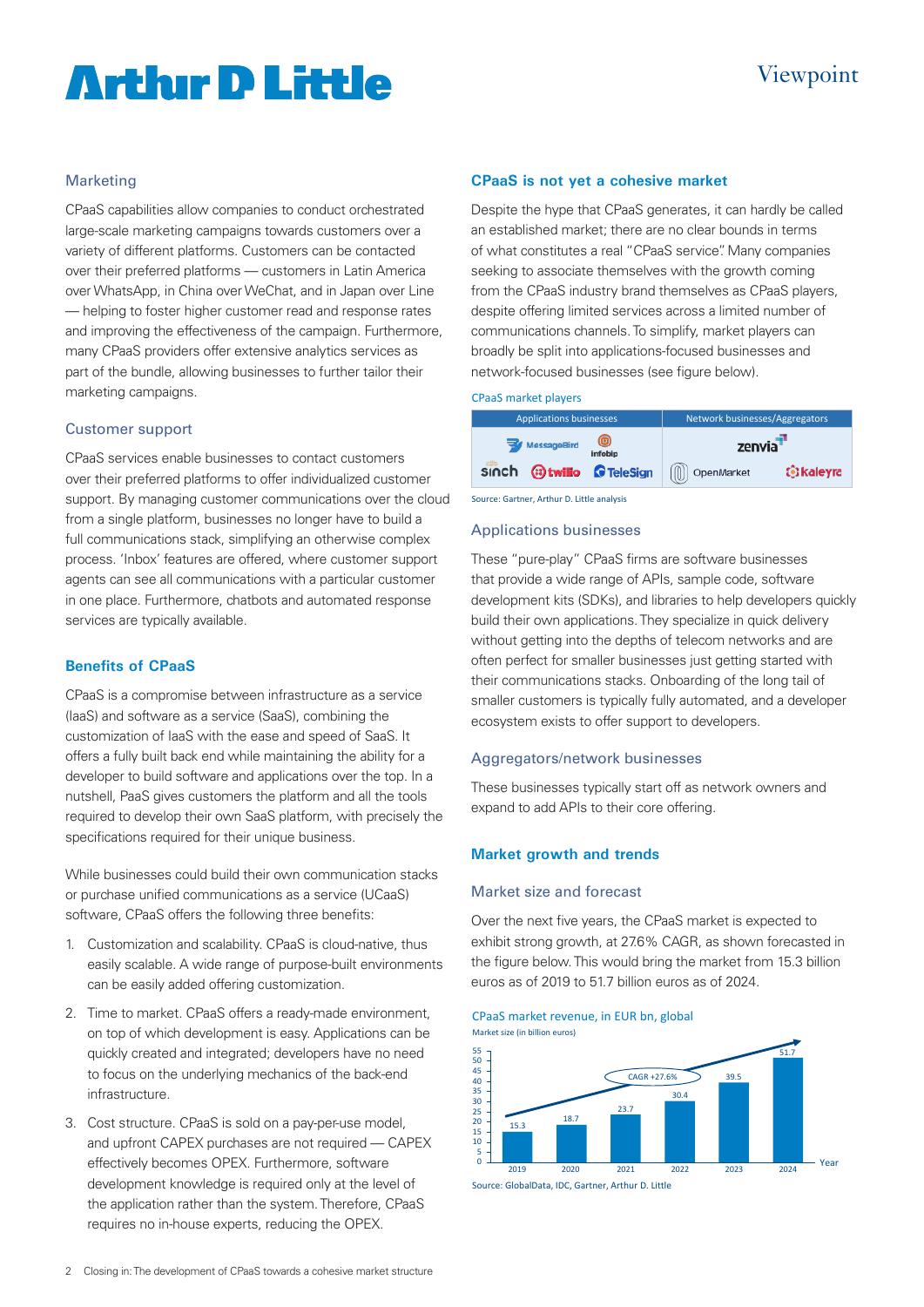### Marketing

CPaaS capabilities allow companies to conduct orchestrated large-scale marketing campaigns towards customers over a variety of different platforms. Customers can be contacted over their preferred platforms — customers in Latin America over WhatsApp, in China over WeChat, and in Japan over Line — helping to foster higher customer read and response rates and improving the effectiveness of the campaign. Furthermore, many CPaaS providers offer extensive analytics services as part of the bundle, allowing businesses to further tailor their marketing campaigns.

### Customer support

CPaaS services enable businesses to contact customers over their preferred platforms to offer individualized customer support. By managing customer communications over the cloud from a single platform, businesses no longer have to build a full communications stack, simplifying an otherwise complex process. 'Inbox' features are offered, where customer support agents can see all communications with a particular customer in one place. Furthermore, chatbots and automated response services are typically available.

## Benefits of CPaaS

CPaaS is a compromise between infrastructure as a service (IaaS) and software as a service (SaaS), combining the customization of IaaS with the ease and speed of SaaS. It offers a fully built back end while maintaining the ability for a developer to build software and applications over the top. In a nutshell, PaaS gives customers the platform and all the tools required to develop their own SaaS platform, with precisely the specifications required for their unique business.

While businesses could build their own communication stacks or purchase unified communications as a service (UCaaS) software, CPaaS offers the following three benefits:

1. Customization and scalability. CPaaS is cloud-native, thus easily scalable. A wide range of purpose-built environments can be easily added offering customization.
2. Time to market. CPaaS offers a ready-made environment, on top of which development is easy. Applications can be quickly created and integrated; developers have no need to focus on the underlying mechanics of the back-end infrastructure.
3. Cost structure. CPaaS is sold on a pay-per-use model, and upfront CAPEX purchases are not required — CAPEX effectively becomes OPEX. Furthermore, software development knowledge is required only at the level of the application rather than the system. Therefore, CPaaS requires no in-house experts, reducing the OPEX.

## CPaaS is not yet a cohesive market

Despite the hype that CPaaS generates, it can hardly be called an established market; there are no clear bounds in terms of what constitutes a real "CPaaS service". Many companies seeking to associate themselves with the growth coming from the CPaaS industry brand themselves as CPaaS players, despite offering limited services across a limited number of communications channels. To simplify, market players can broadly be split into applications-focused businesses and network-focused businesses (see figure below).

CPaaS market players

| Applications businesses | Network businesses/Aggregators |
|---|---|
| MessageBird, Infobip, Sinch, Twilio, TeleSign | Zenvia, OpenMarket, Kaleyra |

Source: Gartner, Arthur D. Little analysis

### Applications businesses

These "pure-play" CPaaS firms are software businesses that provide a wide range of APIs, sample code, software development kits (SDKs), and libraries to help developers quickly build their own applications. They specialize in quick delivery without getting into the depths of telecom networks and are often perfect for smaller businesses just getting started with their communications stacks. Onboarding of the long tail of smaller customers is typically fully automated, and a developer ecosystem exists to offer support to developers.

### Aggregators/network businesses

These businesses typically start off as network owners and expand to add APIs to their core offering.

## Market growth and trends

### Market size and forecast

Over the next five years, the CPaaS market is expected to exhibit strong growth, at 27.6% CAGR, as shown forecasted in the figure below. This would bring the market from 15.3 billion euros as of 2019 to 51.7 billion euros as of 2024.

CPaaS market revenue, in EUR bn, global

Market size (in billion euros); CAGR +27.6%

| Year | 2019 | 2020 | 2021 | 2022 | 2023 | 2024 |
|---|---|---|---|---|---|---|
| Market size | 15.3 | 18.7 | 23.7 | 30.4 | 39.5 | 51.7 |

Source: GlobalData, IDC, Gartner, Arthur D. Little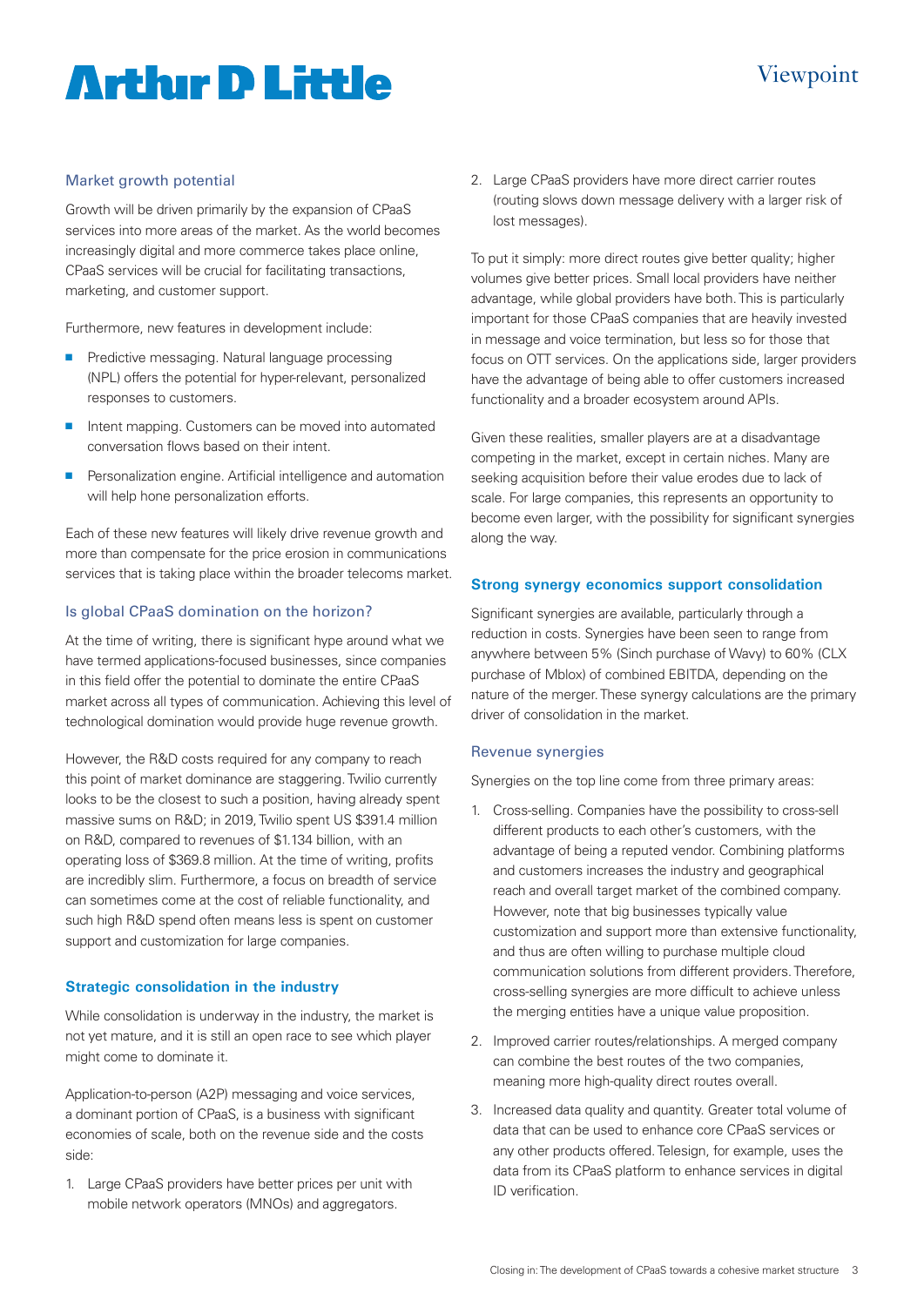## Market growth potential

Growth will be driven primarily by the expansion of CPaaS services into more areas of the market. As the world becomes increasingly digital and more commerce takes place online, CPaaS services will be crucial for facilitating transactions, marketing, and customer support.

Furthermore, new features in development include:

- Predictive messaging. Natural language processing (NPL) offers the potential for hyper-relevant, personalized responses to customers.
- Intent mapping. Customers can be moved into automated conversation flows based on their intent.
- Personalization engine. Artificial intelligence and automation will help hone personalization efforts.

Each of these new features will likely drive revenue growth and more than compensate for the price erosion in communications services that is taking place within the broader telecoms market.

## Is global CPaaS domination on the horizon?

At the time of writing, there is significant hype around what we have termed applications-focused businesses, since companies in this field offer the potential to dominate the entire CPaaS market across all types of communication. Achieving this level of technological domination would provide huge revenue growth.

However, the R&D costs required for any company to reach this point of market dominance are staggering. Twilio currently looks to be the closest to such a position, having already spent massive sums on R&D; in 2019, Twilio spent US $391.4 million on R&D, compared to revenues of $1.134 billion, with an operating loss of $369.8 million. At the time of writing, profits are incredibly slim. Furthermore, a focus on breadth of service can sometimes come at the cost of reliable functionality, and such high R&D spend often means less is spent on customer support and customization for large companies.

## Strategic consolidation in the industry

While consolidation is underway in the industry, the market is not yet mature, and it is still an open race to see which player might come to dominate it.

Application-to-person (A2P) messaging and voice services, a dominant portion of CPaaS, is a business with significant economies of scale, both on the revenue side and the costs side:

1. Large CPaaS providers have better prices per unit with mobile network operators (MNOs) and aggregators.
2. Large CPaaS providers have more direct carrier routes (routing slows down message delivery with a larger risk of lost messages).

To put it simply: more direct routes give better quality; higher volumes give better prices. Small local providers have neither advantage, while global providers have both. This is particularly important for those CPaaS companies that are heavily invested in message and voice termination, but less so for those that focus on OTT services. On the applications side, larger providers have the advantage of being able to offer customers increased functionality and a broader ecosystem around APIs.

Given these realities, smaller players are at a disadvantage competing in the market, except in certain niches. Many are seeking acquisition before their value erodes due to lack of scale. For large companies, this represents an opportunity to become even larger, with the possibility for significant synergies along the way.

## Strong synergy economics support consolidation

Significant synergies are available, particularly through a reduction in costs. Synergies have been seen to range from anywhere between 5% (Sinch purchase of Wavy) to 60% (CLX purchase of Mblox) of combined EBITDA, depending on the nature of the merger. These synergy calculations are the primary driver of consolidation in the market.

### Revenue synergies

Synergies on the top line come from three primary areas:

1. Cross-selling. Companies have the possibility to cross-sell different products to each other's customers, with the advantage of being a reputed vendor. Combining platforms and customers increases the industry and geographical reach and overall target market of the combined company. However, note that big businesses typically value customization and support more than extensive functionality, and thus are often willing to purchase multiple cloud communication solutions from different providers. Therefore, cross-selling synergies are more difficult to achieve unless the merging entities have a unique value proposition.
2. Improved carrier routes/relationships. A merged company can combine the best routes of the two companies, meaning more high-quality direct routes overall.
3. Increased data quality and quantity. Greater total volume of data that can be used to enhance core CPaaS services or any other products offered. Telesign, for example, uses the data from its CPaaS platform to enhance services in digital ID verification.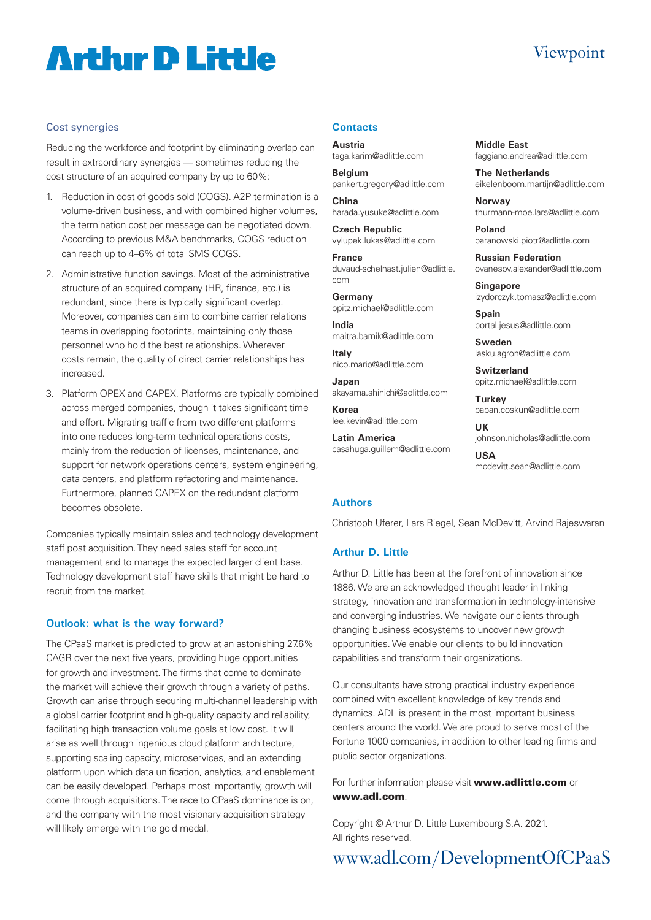### Cost synergies

Reducing the workforce and footprint by eliminating overlap can result in extraordinary synergies — sometimes reducing the cost structure of an acquired company by up to 60%:

1. Reduction in cost of goods sold (COGS). A2P termination is a volume-driven business, and with combined higher volumes, the termination cost per message can be negotiated down. According to previous M&A benchmarks, COGS reduction can reach up to 4–6% of total SMS COGS.
2. Administrative function savings. Most of the administrative structure of an acquired company (HR, finance, etc.) is redundant, since there is typically significant overlap. Moreover, companies can aim to combine carrier relations teams in overlapping footprints, maintaining only those personnel who hold the best relationships. Wherever costs remain, the quality of direct carrier relationships has increased.
3. Platform OPEX and CAPEX. Platforms are typically combined across merged companies, though it takes significant time and effort. Migrating traffic from two different platforms into one reduces long-term technical operations costs, mainly from the reduction of licenses, maintenance, and support for network operations centers, system engineering, data centers, and platform refactoring and maintenance. Furthermore, planned CAPEX on the redundant platform becomes obsolete.

Companies typically maintain sales and technology development staff post acquisition. They need sales staff for account management and to manage the expected larger client base. Technology development staff have skills that might be hard to recruit from the market.

## Outlook: what is the way forward?

The CPaaS market is predicted to grow at an astonishing 27.6% CAGR over the next five years, providing huge opportunities for growth and investment. The firms that come to dominate the market will achieve their growth through a variety of paths. Growth can arise through securing multi-channel leadership with a global carrier footprint and high-quality capacity and reliability, facilitating high transaction volume goals at low cost. It will arise as well through ingenious cloud platform architecture, supporting scaling capacity, microservices, and an extending platform upon which data unification, analytics, and enablement can be easily developed. Perhaps most importantly, growth will come through acquisitions. The race to CPaaS dominance is on, and the company with the most visionary acquisition strategy will likely emerge with the gold medal.

## Contacts

**Austria**
taga.karim@adlittle.com

**Belgium**
pankert.gregory@adlittle.com

**China**
harada.yusuke@adlittle.com

**Czech Republic**
vylupek.lukas@adlittle.com

**France**
duvaud-schelnast.julien@adlittle.com

**Germany**
opitz.michael@adlittle.com

**India**
maitra.barnik@adlittle.com

**Italy**
nico.mario@adlittle.com

**Japan**
akayama.shinichi@adlittle.com

**Korea**
lee.kevin@adlittle.com

**Latin America**
casahuga.guillem@adlittle.com

**Middle East**
faggiano.andrea@adlittle.com

**The Netherlands**
eikelenboom.martijn@adlittle.com

**Norway**
thurmann-moe.lars@adlittle.com

**Poland**
baranowski.piotr@adlittle.com

**Russian Federation**
ovanesov.alexander@adlittle.com

**Singapore**
izydorczyk.tomasz@adlittle.com

**Spain**
portal.jesus@adlittle.com

**Sweden**
lasku.agron@adlittle.com

**Switzerland**
opitz.michael@adlittle.com

**Turkey**
baban.coskun@adlittle.com

**UK**
johnson.nicholas@adlittle.com

**USA**
mcdevitt.sean@adlittle.com

## Authors

Christoph Uferer, Lars Riegel, Sean McDevitt, Arvind Rajeswaran

## Arthur D. Little

Arthur D. Little has been at the forefront of innovation since 1886. We are an acknowledged thought leader in linking strategy, innovation and transformation in technology-intensive and converging industries. We navigate our clients through changing business ecosystems to uncover new growth opportunities. We enable our clients to build innovation capabilities and transform their organizations.

Our consultants have strong practical industry experience combined with excellent knowledge of key trends and dynamics. ADL is present in the most important business centers around the world. We are proud to serve most of the Fortune 1000 companies, in addition to other leading firms and public sector organizations.

For further information please visit **www.adlittle.com** or **www.adl.com**.

Copyright © Arthur D. Little Luxembourg S.A. 2021.
All rights reserved.

www.adl.com/DevelopmentOfCPaaS